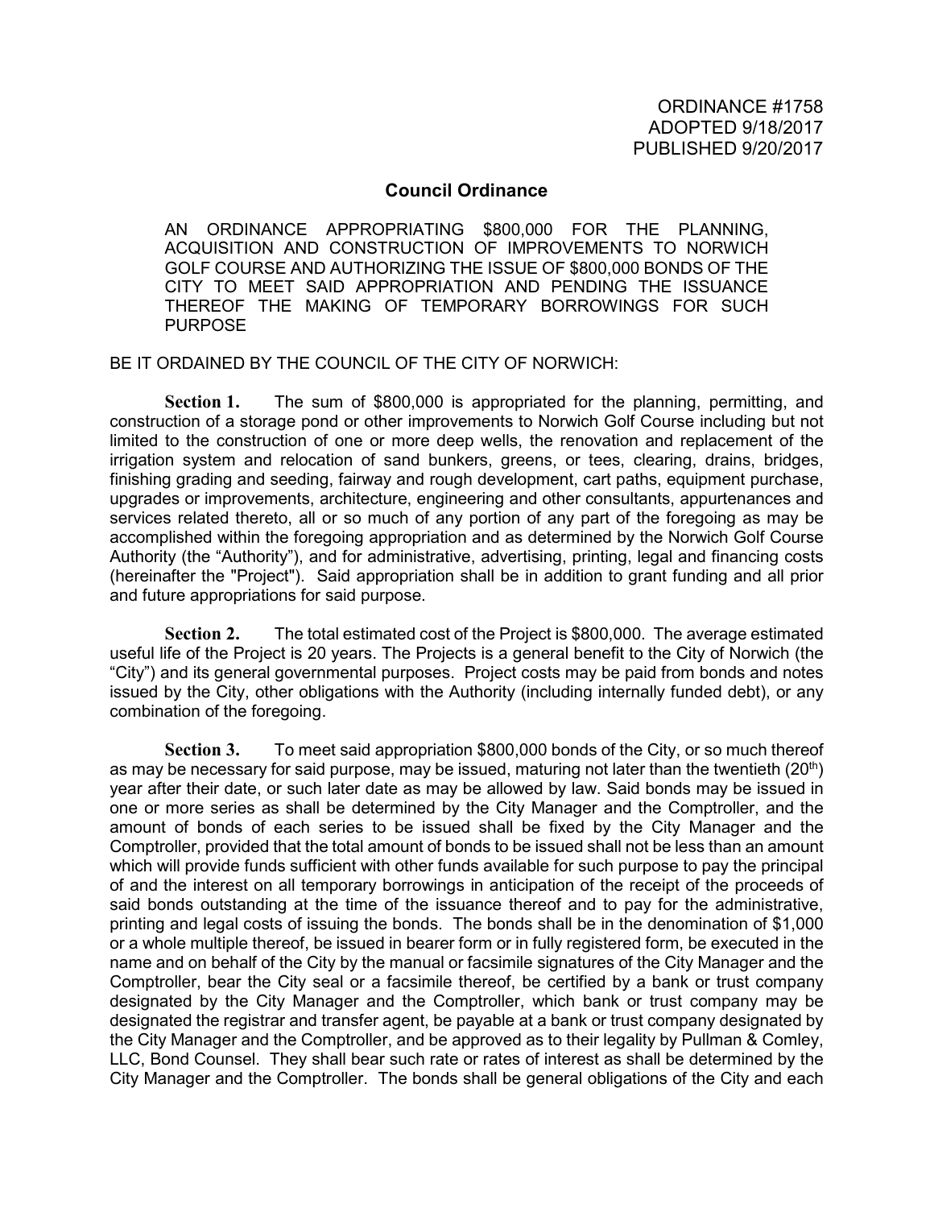ORDINANCE #1758
ADOPTED 9/18/2017
PUBLISHED 9/20/2017

## Council Ordinance

AN ORDINANCE APPROPRIATING $800,000 FOR THE PLANNING, ACQUISITION AND CONSTRUCTION OF IMPROVEMENTS TO NORWICH GOLF COURSE AND AUTHORIZING THE ISSUE OF $800,000 BONDS OF THE CITY TO MEET SAID APPROPRIATION AND PENDING THE ISSUANCE THEREOF THE MAKING OF TEMPORARY BORROWINGS FOR SUCH PURPOSE

BE IT ORDAINED BY THE COUNCIL OF THE CITY OF NORWICH:

**Section 1.** The sum of $800,000 is appropriated for the planning, permitting, and construction of a storage pond or other improvements to Norwich Golf Course including but not limited to the construction of one or more deep wells, the renovation and replacement of the irrigation system and relocation of sand bunkers, greens, or tees, clearing, drains, bridges, finishing grading and seeding, fairway and rough development, cart paths, equipment purchase, upgrades or improvements, architecture, engineering and other consultants, appurtenances and services related thereto, all or so much of any portion of any part of the foregoing as may be accomplished within the foregoing appropriation and as determined by the Norwich Golf Course Authority (the "Authority"), and for administrative, advertising, printing, legal and financing costs (hereinafter the "Project"). Said appropriation shall be in addition to grant funding and all prior and future appropriations for said purpose.

**Section 2.** The total estimated cost of the Project is $800,000. The average estimated useful life of the Project is 20 years. The Projects is a general benefit to the City of Norwich (the "City") and its general governmental purposes. Project costs may be paid from bonds and notes issued by the City, other obligations with the Authority (including internally funded debt), or any combination of the foregoing.

**Section 3.** To meet said appropriation $800,000 bonds of the City, or so much thereof as may be necessary for said purpose, may be issued, maturing not later than the twentieth (20th) year after their date, or such later date as may be allowed by law. Said bonds may be issued in one or more series as shall be determined by the City Manager and the Comptroller, and the amount of bonds of each series to be issued shall be fixed by the City Manager and the Comptroller, provided that the total amount of bonds to be issued shall not be less than an amount which will provide funds sufficient with other funds available for such purpose to pay the principal of and the interest on all temporary borrowings in anticipation of the receipt of the proceeds of said bonds outstanding at the time of the issuance thereof and to pay for the administrative, printing and legal costs of issuing the bonds. The bonds shall be in the denomination of $1,000 or a whole multiple thereof, be issued in bearer form or in fully registered form, be executed in the name and on behalf of the City by the manual or facsimile signatures of the City Manager and the Comptroller, bear the City seal or a facsimile thereof, be certified by a bank or trust company designated by the City Manager and the Comptroller, which bank or trust company may be designated the registrar and transfer agent, be payable at a bank or trust company designated by the City Manager and the Comptroller, and be approved as to their legality by Pullman & Comley, LLC, Bond Counsel. They shall bear such rate or rates of interest as shall be determined by the City Manager and the Comptroller. The bonds shall be general obligations of the City and each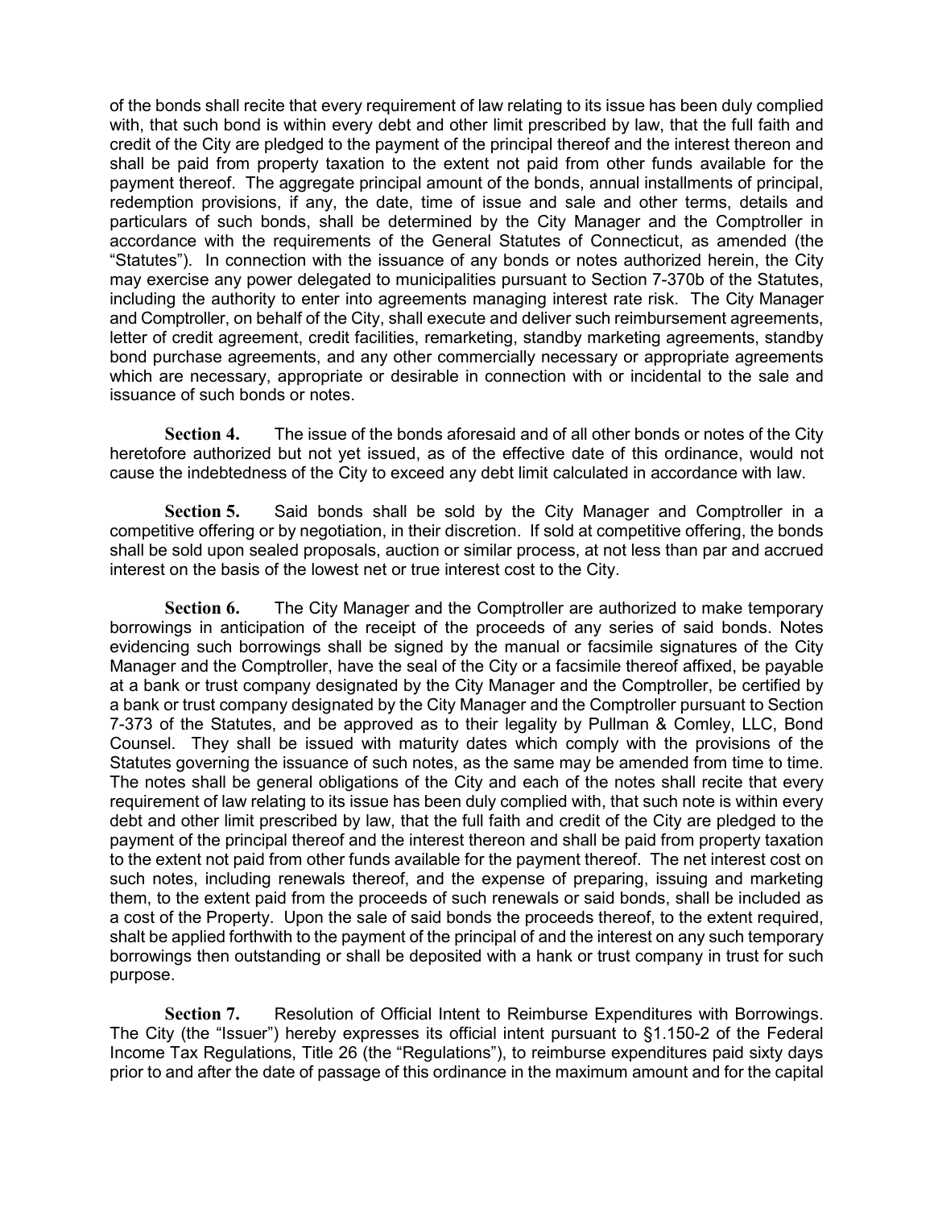of the bonds shall recite that every requirement of law relating to its issue has been duly complied with, that such bond is within every debt and other limit prescribed by law, that the full faith and credit of the City are pledged to the payment of the principal thereof and the interest thereon and shall be paid from property taxation to the extent not paid from other funds available for the payment thereof. The aggregate principal amount of the bonds, annual installments of principal, redemption provisions, if any, the date, time of issue and sale and other terms, details and particulars of such bonds, shall be determined by the City Manager and the Comptroller in accordance with the requirements of the General Statutes of Connecticut, as amended (the "Statutes"). In connection with the issuance of any bonds or notes authorized herein, the City may exercise any power delegated to municipalities pursuant to Section 7-370b of the Statutes, including the authority to enter into agreements managing interest rate risk. The City Manager and Comptroller, on behalf of the City, shall execute and deliver such reimbursement agreements, letter of credit agreement, credit facilities, remarketing, standby marketing agreements, standby bond purchase agreements, and any other commercially necessary or appropriate agreements which are necessary, appropriate or desirable in connection with or incidental to the sale and issuance of such bonds or notes.

**Section 4.** The issue of the bonds aforesaid and of all other bonds or notes of the City heretofore authorized but not yet issued, as of the effective date of this ordinance, would not cause the indebtedness of the City to exceed any debt limit calculated in accordance with law.

**Section 5.** Said bonds shall be sold by the City Manager and Comptroller in a competitive offering or by negotiation, in their discretion. If sold at competitive offering, the bonds shall be sold upon sealed proposals, auction or similar process, at not less than par and accrued interest on the basis of the lowest net or true interest cost to the City.

**Section 6.** The City Manager and the Comptroller are authorized to make temporary borrowings in anticipation of the receipt of the proceeds of any series of said bonds. Notes evidencing such borrowings shall be signed by the manual or facsimile signatures of the City Manager and the Comptroller, have the seal of the City or a facsimile thereof affixed, be payable at a bank or trust company designated by the City Manager and the Comptroller, be certified by a bank or trust company designated by the City Manager and the Comptroller pursuant to Section 7-373 of the Statutes, and be approved as to their legality by Pullman & Comley, LLC, Bond Counsel. They shall be issued with maturity dates which comply with the provisions of the Statutes governing the issuance of such notes, as the same may be amended from time to time. The notes shall be general obligations of the City and each of the notes shall recite that every requirement of law relating to its issue has been duly complied with, that such note is within every debt and other limit prescribed by law, that the full faith and credit of the City are pledged to the payment of the principal thereof and the interest thereon and shall be paid from property taxation to the extent not paid from other funds available for the payment thereof. The net interest cost on such notes, including renewals thereof, and the expense of preparing, issuing and marketing them, to the extent paid from the proceeds of such renewals or said bonds, shall be included as a cost of the Property. Upon the sale of said bonds the proceeds thereof, to the extent required, shalt be applied forthwith to the payment of the principal of and the interest on any such temporary borrowings then outstanding or shall be deposited with a hank or trust company in trust for such purpose.

**Section 7.** Resolution of Official Intent to Reimburse Expenditures with Borrowings. The City (the "Issuer") hereby expresses its official intent pursuant to §1.150-2 of the Federal Income Tax Regulations, Title 26 (the "Regulations"), to reimburse expenditures paid sixty days prior to and after the date of passage of this ordinance in the maximum amount and for the capital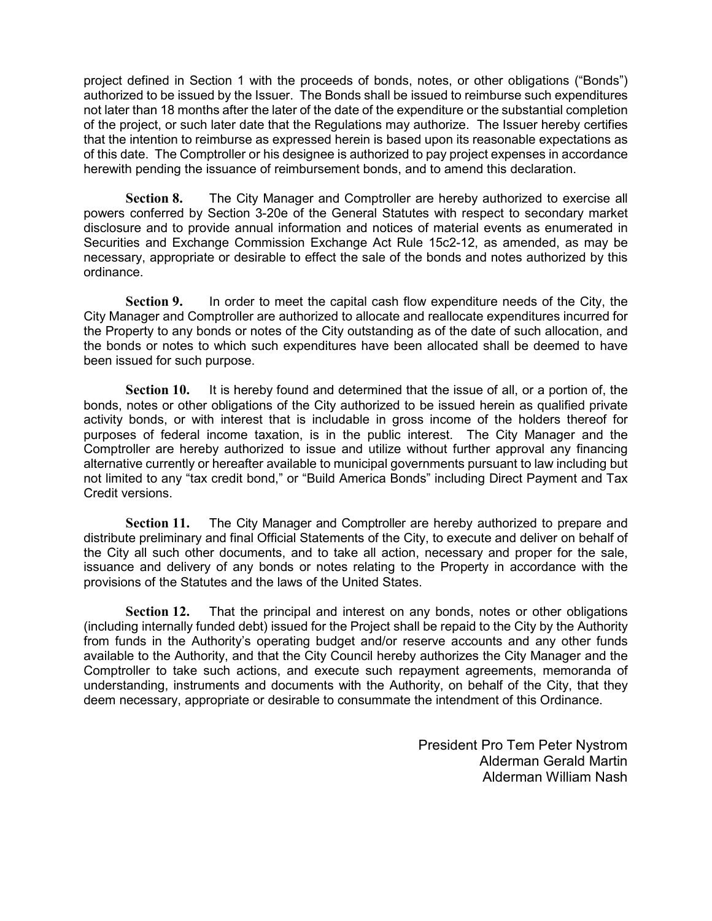project defined in Section 1 with the proceeds of bonds, notes, or other obligations ("Bonds") authorized to be issued by the Issuer. The Bonds shall be issued to reimburse such expenditures not later than 18 months after the later of the date of the expenditure or the substantial completion of the project, or such later date that the Regulations may authorize. The Issuer hereby certifies that the intention to reimburse as expressed herein is based upon its reasonable expectations as of this date. The Comptroller or his designee is authorized to pay project expenses in accordance herewith pending the issuance of reimbursement bonds, and to amend this declaration.

**Section 8.** The City Manager and Comptroller are hereby authorized to exercise all powers conferred by Section 3-20e of the General Statutes with respect to secondary market disclosure and to provide annual information and notices of material events as enumerated in Securities and Exchange Commission Exchange Act Rule 15c2-12, as amended, as may be necessary, appropriate or desirable to effect the sale of the bonds and notes authorized by this ordinance.

**Section 9.** In order to meet the capital cash flow expenditure needs of the City, the City Manager and Comptroller are authorized to allocate and reallocate expenditures incurred for the Property to any bonds or notes of the City outstanding as of the date of such allocation, and the bonds or notes to which such expenditures have been allocated shall be deemed to have been issued for such purpose.

**Section 10.** It is hereby found and determined that the issue of all, or a portion of, the bonds, notes or other obligations of the City authorized to be issued herein as qualified private activity bonds, or with interest that is includable in gross income of the holders thereof for purposes of federal income taxation, is in the public interest. The City Manager and the Comptroller are hereby authorized to issue and utilize without further approval any financing alternative currently or hereafter available to municipal governments pursuant to law including but not limited to any "tax credit bond," or "Build America Bonds" including Direct Payment and Tax Credit versions.

**Section 11.** The City Manager and Comptroller are hereby authorized to prepare and distribute preliminary and final Official Statements of the City, to execute and deliver on behalf of the City all such other documents, and to take all action, necessary and proper for the sale, issuance and delivery of any bonds or notes relating to the Property in accordance with the provisions of the Statutes and the laws of the United States.

**Section 12.** That the principal and interest on any bonds, notes or other obligations (including internally funded debt) issued for the Project shall be repaid to the City by the Authority from funds in the Authority's operating budget and/or reserve accounts and any other funds available to the Authority, and that the City Council hereby authorizes the City Manager and the Comptroller to take such actions, and execute such repayment agreements, memoranda of understanding, instruments and documents with the Authority, on behalf of the City, that they deem necessary, appropriate or desirable to consummate the intendment of this Ordinance.

President Pro Tem Peter Nystrom
Alderman Gerald Martin
Alderman William Nash